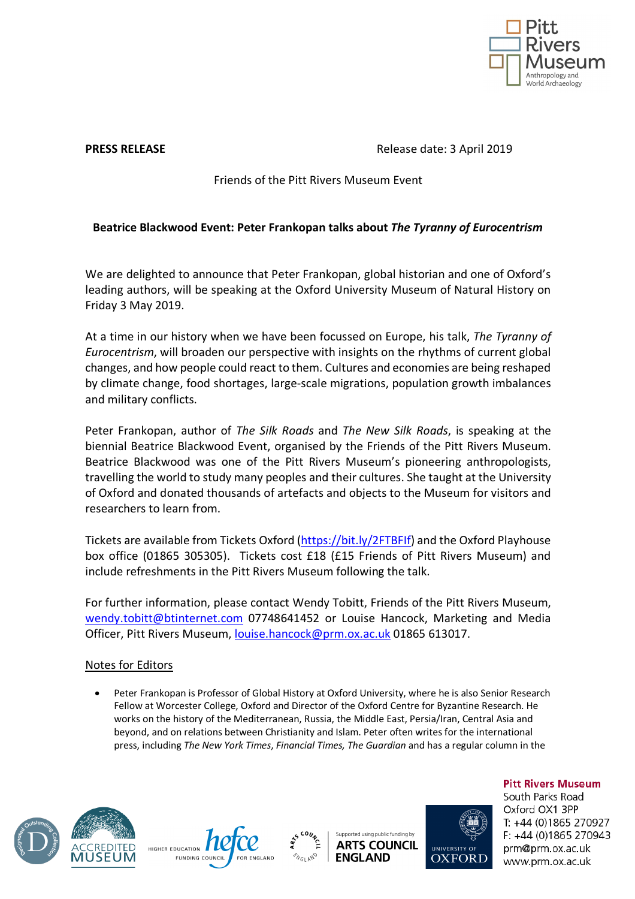**PRESS RELEASE** Release date: 3 April 2019

Friends of the Pitt Rivers Museum Event

**Beatrice Blackwood Event: Peter Frankopan talks about *The Tyranny of Eurocentrism***

We are delighted to announce that Peter Frankopan, global historian and one of Oxford's leading authors, will be speaking at the Oxford University Museum of Natural History on Friday 3 May 2019.

At a time in our history when we have been focussed on Europe, his talk, *The Tyranny of Eurocentrism*, will broaden our perspective with insights on the rhythms of current global changes, and how people could react to them. Cultures and economies are being reshaped by climate change, food shortages, large-scale migrations, population growth imbalances and military conflicts.

Peter Frankopan, author of *The Silk Roads* and *The New Silk Roads*, is speaking at the biennial Beatrice Blackwood Event, organised by the Friends of the Pitt Rivers Museum. Beatrice Blackwood was one of the Pitt Rivers Museum's pioneering anthropologists, travelling the world to study many peoples and their cultures. She taught at the University of Oxford and donated thousands of artefacts and objects to the Museum for visitors and researchers to learn from.

Tickets are available from Tickets Oxford (https://bit.ly/2FTBFIf) and the Oxford Playhouse box office (01865 305305). Tickets cost £18 (£15 Friends of Pitt Rivers Museum) and include refreshments in the Pitt Rivers Museum following the talk.

For further information, please contact Wendy Tobitt, Friends of the Pitt Rivers Museum, wendy.tobitt@btinternet.com 07748641452 or Louise Hancock, Marketing and Media Officer, Pitt Rivers Museum, louise.hancock@prm.ox.ac.uk 01865 613017.

## Notes for Editors

- Peter Frankopan is Professor of Global History at Oxford University, where he is also Senior Research Fellow at Worcester College, Oxford and Director of the Oxford Centre for Byzantine Research. He works on the history of the Mediterranean, Russia, the Middle East, Persia/Iran, Central Asia and beyond, and on relations between Christianity and Islam. Peter often writes for the international press, including *The New York Times*, *Financial Times, The Guardian* and has a regular column in the

**Pitt Rivers Museum**
South Parks Road
Oxford OX1 3PP
T: +44 (0)1865 270927
F: +44 (0)1865 270943
prm@prm.ox.ac.uk
www.prm.ox.ac.uk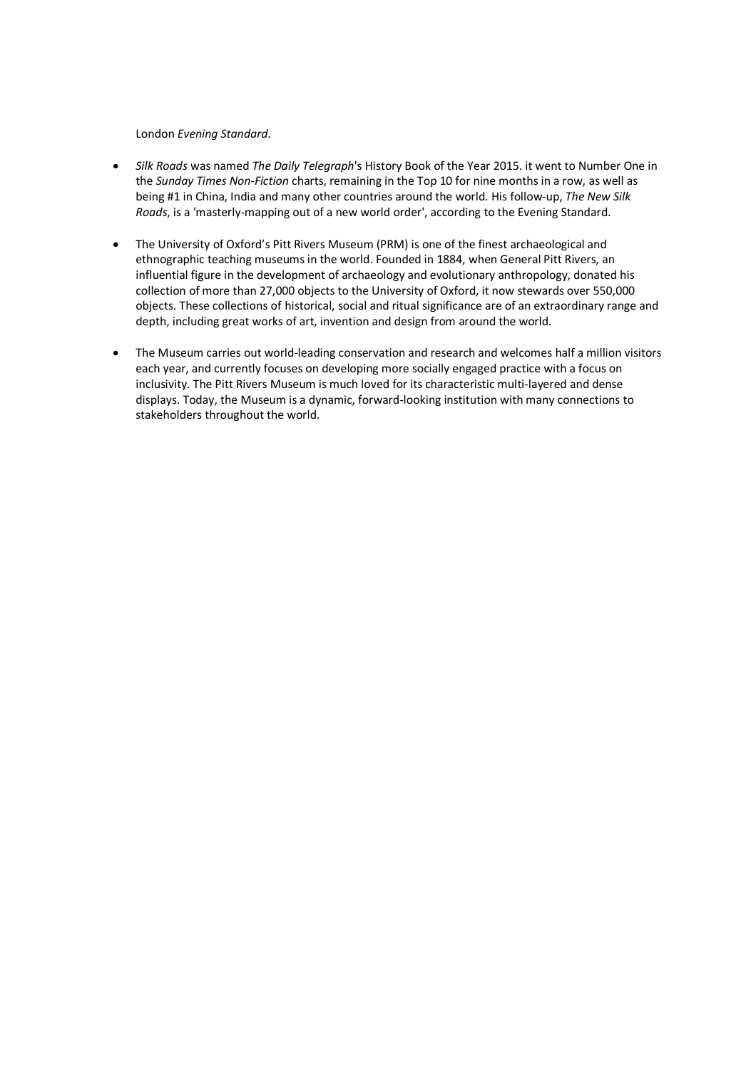London *Evening Standard*.

- *Silk Roads* was named *The Daily Telegraph*'s History Book of the Year 2015. it went to Number One in the *Sunday Times Non-Fiction* charts, remaining in the Top 10 for nine months in a row, as well as being #1 in China, India and many other countries around the world. His follow-up, *The New Silk Roads*, is a 'masterly-mapping out of a new world order', according to the Evening Standard.

- The University of Oxford's Pitt Rivers Museum (PRM) is one of the finest archaeological and ethnographic teaching museums in the world. Founded in 1884, when General Pitt Rivers, an influential figure in the development of archaeology and evolutionary anthropology, donated his collection of more than 27,000 objects to the University of Oxford, it now stewards over 550,000 objects. These collections of historical, social and ritual significance are of an extraordinary range and depth, including great works of art, invention and design from around the world.

- The Museum carries out world-leading conservation and research and welcomes half a million visitors each year, and currently focuses on developing more socially engaged practice with a focus on inclusivity. The Pitt Rivers Museum is much loved for its characteristic multi-layered and dense displays. Today, the Museum is a dynamic, forward-looking institution with many connections to stakeholders throughout the world.